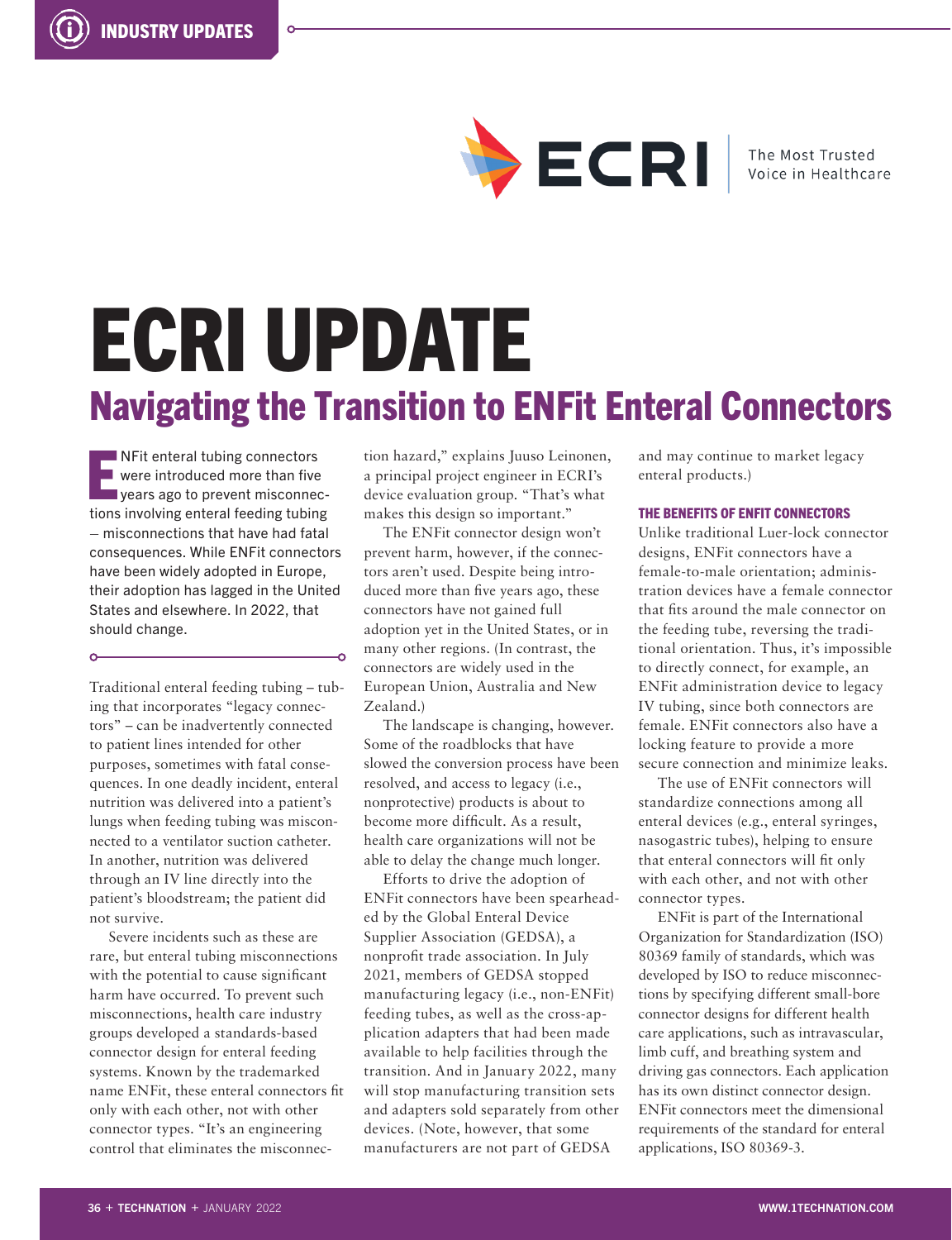# ECRI UPDATE

## Navigating the Transition to ENFit Enteral Connectors

ENFit enteral tubing connectors were introduced more than five years ago to prevent misconnections involving enteral feeding tubing – misconnections that have had fatal consequences. While ENFit connectors have been widely adopted in Europe, their adoption has lagged in the United States and elsewhere. In 2022, that should change.

Traditional enteral feeding tubing – tubing that incorporates "legacy connectors" – can be inadvertently connected to patient lines intended for other purposes, sometimes with fatal consequences. In one deadly incident, enteral nutrition was delivered into a patient's lungs when feeding tubing was misconnected to a ventilator suction catheter. In another, nutrition was delivered through an IV line directly into the patient's bloodstream; the patient did not survive.

Severe incidents such as these are rare, but enteral tubing misconnections with the potential to cause significant harm have occurred. To prevent such misconnections, health care industry groups developed a standards-based connector design for enteral feeding systems. Known by the trademarked name ENFit, these enteral connectors fit only with each other, not with other connector types. "It's an engineering control that eliminates the misconnection hazard," explains Juuso Leinonen, a principal project engineer in ECRI's device evaluation group. "That's what makes this design so important."

The ENFit connector design won't prevent harm, however, if the connectors aren't used. Despite being introduced more than five years ago, these connectors have not gained full adoption yet in the United States, or in many other regions. (In contrast, the connectors are widely used in the European Union, Australia and New Zealand.)

The landscape is changing, however. Some of the roadblocks that have slowed the conversion process have been resolved, and access to legacy (i.e., nonprotective) products is about to become more difficult. As a result, health care organizations will not be able to delay the change much longer.

Efforts to drive the adoption of ENFit connectors have been spearheaded by the Global Enteral Device Supplier Association (GEDSA), a nonprofit trade association. In July 2021, members of GEDSA stopped manufacturing legacy (i.e., non-ENFit) feeding tubes, as well as the cross-application adapters that had been made available to help facilities through the transition. And in January 2022, many will stop manufacturing transition sets and adapters sold separately from other devices. (Note, however, that some manufacturers are not part of GEDSA and may continue to market legacy enteral products.)

### THE BENEFITS OF ENFIT CONNECTORS

Unlike traditional Luer-lock connector designs, ENFit connectors have a female-to-male orientation; administration devices have a female connector that fits around the male connector on the feeding tube, reversing the traditional orientation. Thus, it's impossible to directly connect, for example, an ENFit administration device to legacy IV tubing, since both connectors are female. ENFit connectors also have a locking feature to provide a more secure connection and minimize leaks.

The use of ENFit connectors will standardize connections among all enteral devices (e.g., enteral syringes, nasogastric tubes), helping to ensure that enteral connectors will fit only with each other, and not with other connector types.

ENFit is part of the International Organization for Standardization (ISO) 80369 family of standards, which was developed by ISO to reduce misconnections by specifying different small-bore connector designs for different health care applications, such as intravascular, limb cuff, and breathing system and driving gas connectors. Each application has its own distinct connector design. ENFit connectors meet the dimensional requirements of the standard for enteral applications, ISO 80369-3.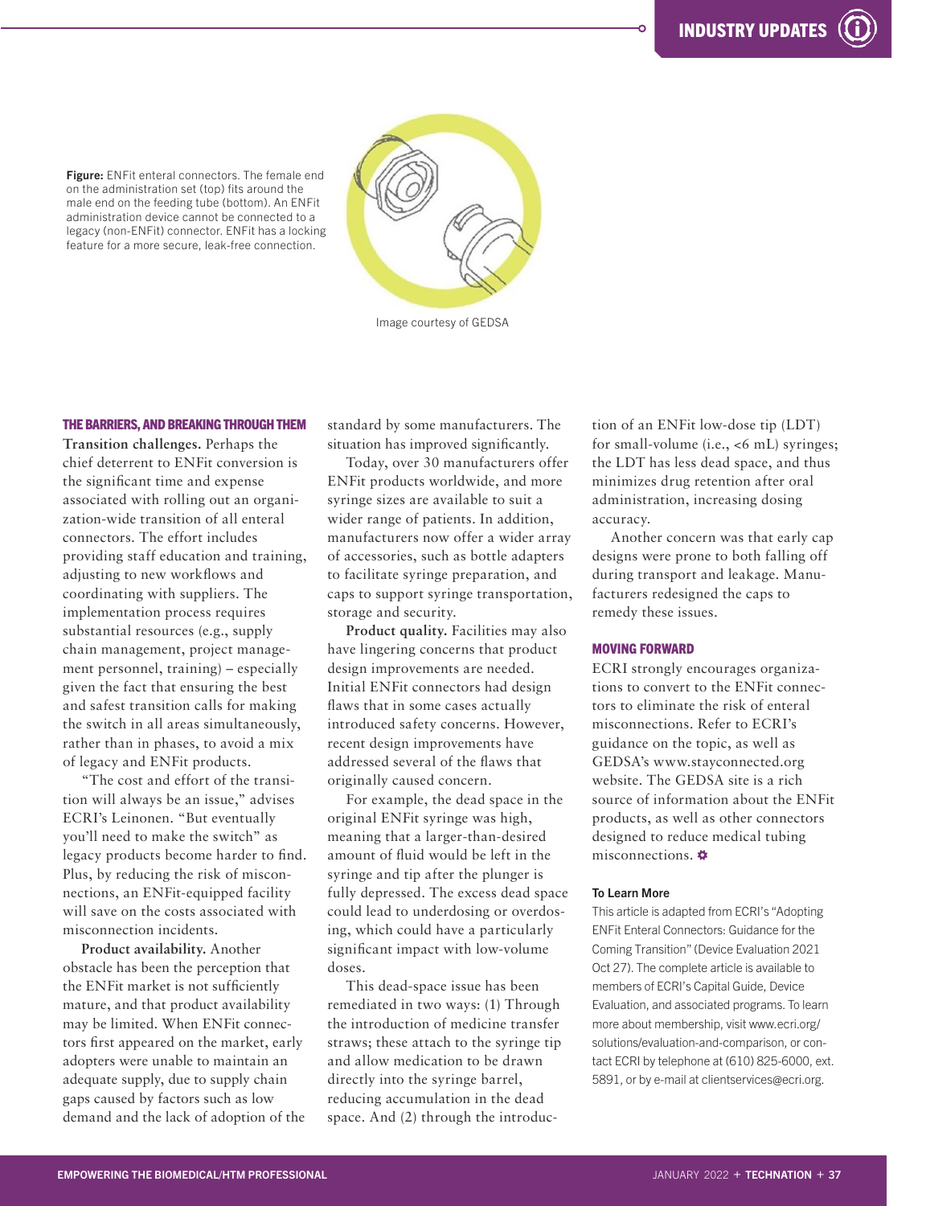**Figure:** ENFit enteral connectors. The female end on the administration set (top) fits around the male end on the feeding tube (bottom). An ENFit administration device cannot be connected to a legacy (non-ENFit) connector. ENFit has a locking feature for a more secure, leak-free connection.

Image courtesy of GEDSA

## THE BARRIERS, AND BREAKING THROUGH THEM

**Transition challenges.** Perhaps the chief deterrent to ENFit conversion is the significant time and expense associated with rolling out an organization-wide transition of all enteral connectors. The effort includes providing staff education and training, adjusting to new workflows and coordinating with suppliers. The implementation process requires substantial resources (e.g., supply chain management, project management personnel, training) – especially given the fact that ensuring the best and safest transition calls for making the switch in all areas simultaneously, rather than in phases, to avoid a mix of legacy and ENFit products.

"The cost and effort of the transition will always be an issue," advises ECRI's Leinonen. "But eventually you'll need to make the switch" as legacy products become harder to find. Plus, by reducing the risk of misconnections, an ENFit-equipped facility will save on the costs associated with misconnection incidents.

**Product availability.** Another obstacle has been the perception that the ENFit market is not sufficiently mature, and that product availability may be limited. When ENFit connectors first appeared on the market, early adopters were unable to maintain an adequate supply, due to supply chain gaps caused by factors such as low demand and the lack of adoption of the standard by some manufacturers. The situation has improved significantly.

Today, over 30 manufacturers offer ENFit products worldwide, and more syringe sizes are available to suit a wider range of patients. In addition, manufacturers now offer a wider array of accessories, such as bottle adapters to facilitate syringe preparation, and caps to support syringe transportation, storage and security.

**Product quality.** Facilities may also have lingering concerns that product design improvements are needed. Initial ENFit connectors had design flaws that in some cases actually introduced safety concerns. However, recent design improvements have addressed several of the flaws that originally caused concern.

For example, the dead space in the original ENFit syringe was high, meaning that a larger-than-desired amount of fluid would be left in the syringe and tip after the plunger is fully depressed. The excess dead space could lead to underdosing or overdosing, which could have a particularly significant impact with low-volume doses.

This dead-space issue has been remediated in two ways: (1) Through the introduction of medicine transfer straws; these attach to the syringe tip and allow medication to be drawn directly into the syringe barrel, reducing accumulation in the dead space. And (2) through the introduction of an ENFit low-dose tip (LDT) for small-volume (i.e., <6 mL) syringes; the LDT has less dead space, and thus minimizes drug retention after oral administration, increasing dosing accuracy.

Another concern was that early cap designs were prone to both falling off during transport and leakage. Manufacturers redesigned the caps to remedy these issues.

## MOVING FORWARD

ECRI strongly encourages organizations to convert to the ENFit connectors to eliminate the risk of enteral misconnections. Refer to ECRI's guidance on the topic, as well as GEDSA's www.stayconnected.org website. The GEDSA site is a rich source of information about the ENFit products, as well as other connectors designed to reduce medical tubing misconnections.

### To Learn More

This article is adapted from ECRI's "Adopting ENFit Enteral Connectors: Guidance for the Coming Transition" (Device Evaluation 2021 Oct 27). The complete article is available to members of ECRI's Capital Guide, Device Evaluation, and associated programs. To learn more about membership, visit www.ecri.org/solutions/evaluation-and-comparison, or contact ECRI by telephone at (610) 825-6000, ext. 5891, or by e-mail at clientservices@ecri.org.